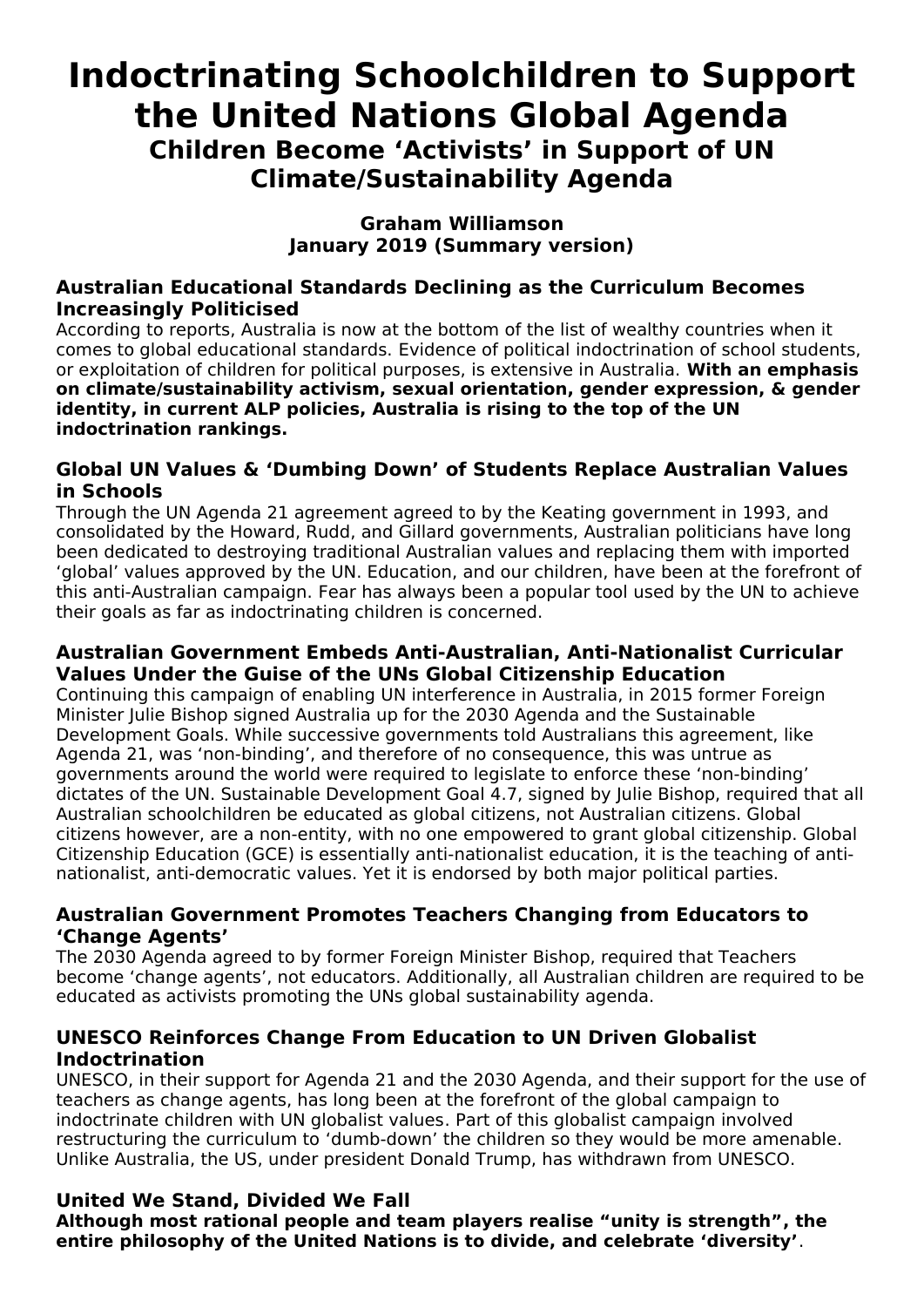# Indoctrinating Schoolchildren to Support the United Nations Global Agenda

## Children Become 'Activists' in Support of UN Climate/Sustainability Agenda

**Graham Williamson**
**January 2019 (Summary version)**

### Australian Educational Standards Declining as the Curriculum Becomes Increasingly Politicised

According to reports, Australia is now at the bottom of the list of wealthy countries when it comes to global educational standards. Evidence of political indoctrination of school students, or exploitation of children for political purposes, is extensive in Australia. **With an emphasis on climate/sustainability activism, sexual orientation, gender expression, & gender identity, in current ALP policies, Australia is rising to the top of the UN indoctrination rankings.**

### Global UN Values & 'Dumbing Down' of Students Replace Australian Values in Schools

Through the UN Agenda 21 agreement agreed to by the Keating government in 1993, and consolidated by the Howard, Rudd, and Gillard governments, Australian politicians have long been dedicated to destroying traditional Australian values and replacing them with imported 'global' values approved by the UN. Education, and our children, have been at the forefront of this anti-Australian campaign. Fear has always been a popular tool used by the UN to achieve their goals as far as indoctrinating children is concerned.

### Australian Government Embeds Anti-Australian, Anti-Nationalist Curricular Values Under the Guise of the UNs Global Citizenship Education

Continuing this campaign of enabling UN interference in Australia, in 2015 former Foreign Minister Julie Bishop signed Australia up for the 2030 Agenda and the Sustainable Development Goals. While successive governments told Australians this agreement, like Agenda 21, was 'non-binding', and therefore of no consequence, this was untrue as governments around the world were required to legislate to enforce these 'non-binding' dictates of the UN. Sustainable Development Goal 4.7, signed by Julie Bishop, required that all Australian schoolchildren be educated as global citizens, not Australian citizens. Global citizens however, are a non-entity, with no one empowered to grant global citizenship. Global Citizenship Education (GCE) is essentially anti-nationalist education, it is the teaching of anti-nationalist, anti-democratic values. Yet it is endorsed by both major political parties.

### Australian Government Promotes Teachers Changing from Educators to 'Change Agents'

The 2030 Agenda agreed to by former Foreign Minister Bishop, required that Teachers become 'change agents', not educators. Additionally, all Australian children are required to be educated as activists promoting the UNs global sustainability agenda.

### UNESCO Reinforces Change From Education to UN Driven Globalist Indoctrination

UNESCO, in their support for Agenda 21 and the 2030 Agenda, and their support for the use of teachers as change agents, has long been at the forefront of the global campaign to indoctrinate children with UN globalist values. Part of this globalist campaign involved restructuring the curriculum to 'dumb-down' the children so they would be more amenable. Unlike Australia, the US, under president Donald Trump, has withdrawn from UNESCO.

### United We Stand, Divided We Fall

**Although most rational people and team players realise "unity is strength", the entire philosophy of the United Nations is to divide, and celebrate 'diversity'**.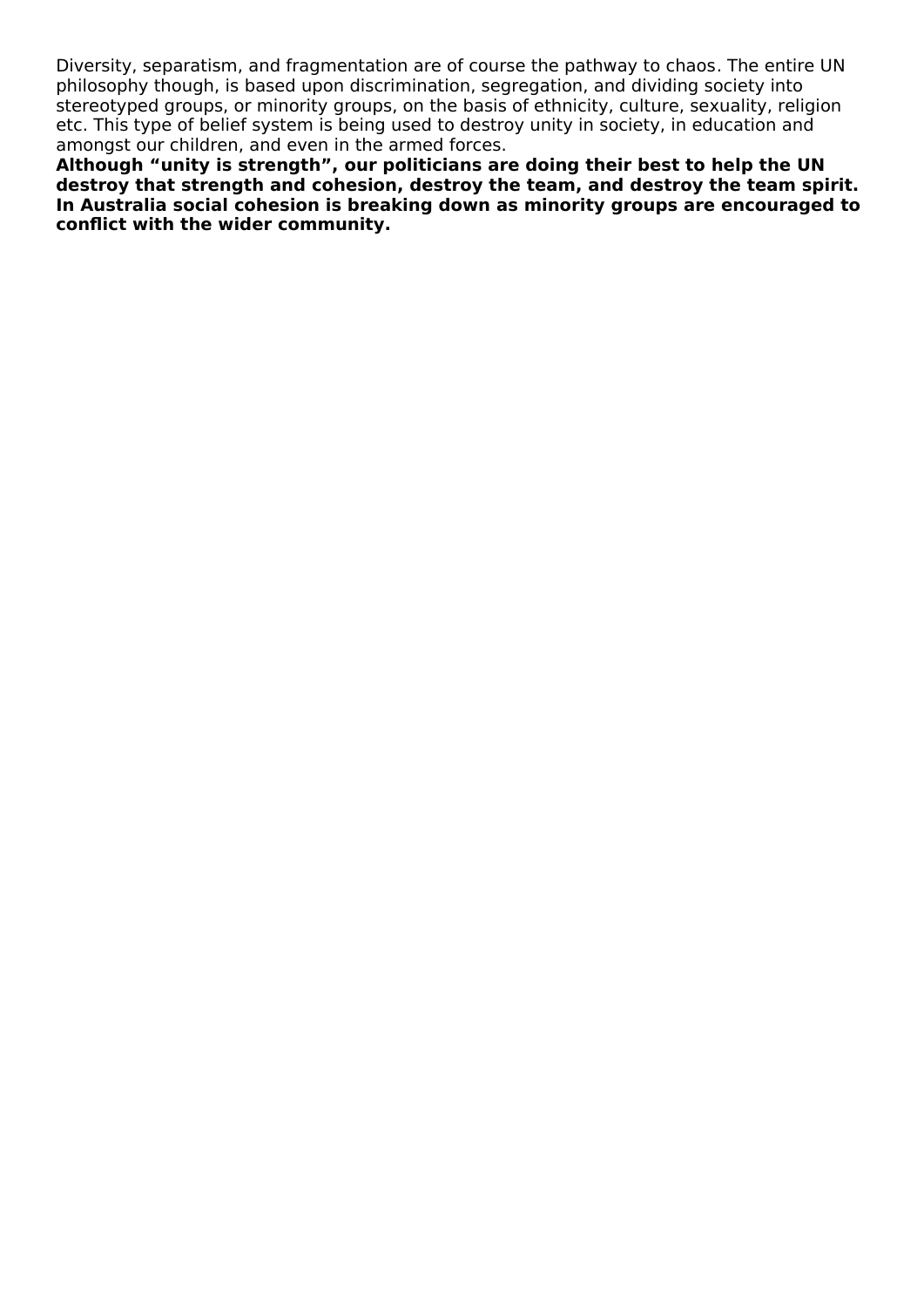Diversity, separatism, and fragmentation are of course the pathway to chaos. The entire UN philosophy though, is based upon discrimination, segregation, and dividing society into stereotyped groups, or minority groups, on the basis of ethnicity, culture, sexuality, religion etc. This type of belief system is being used to destroy unity in society, in education and amongst our children, and even in the armed forces.

**Although "unity is strength", our politicians are doing their best to help the UN destroy that strength and cohesion, destroy the team, and destroy the team spirit. In Australia social cohesion is breaking down as minority groups are encouraged to conflict with the wider community.**